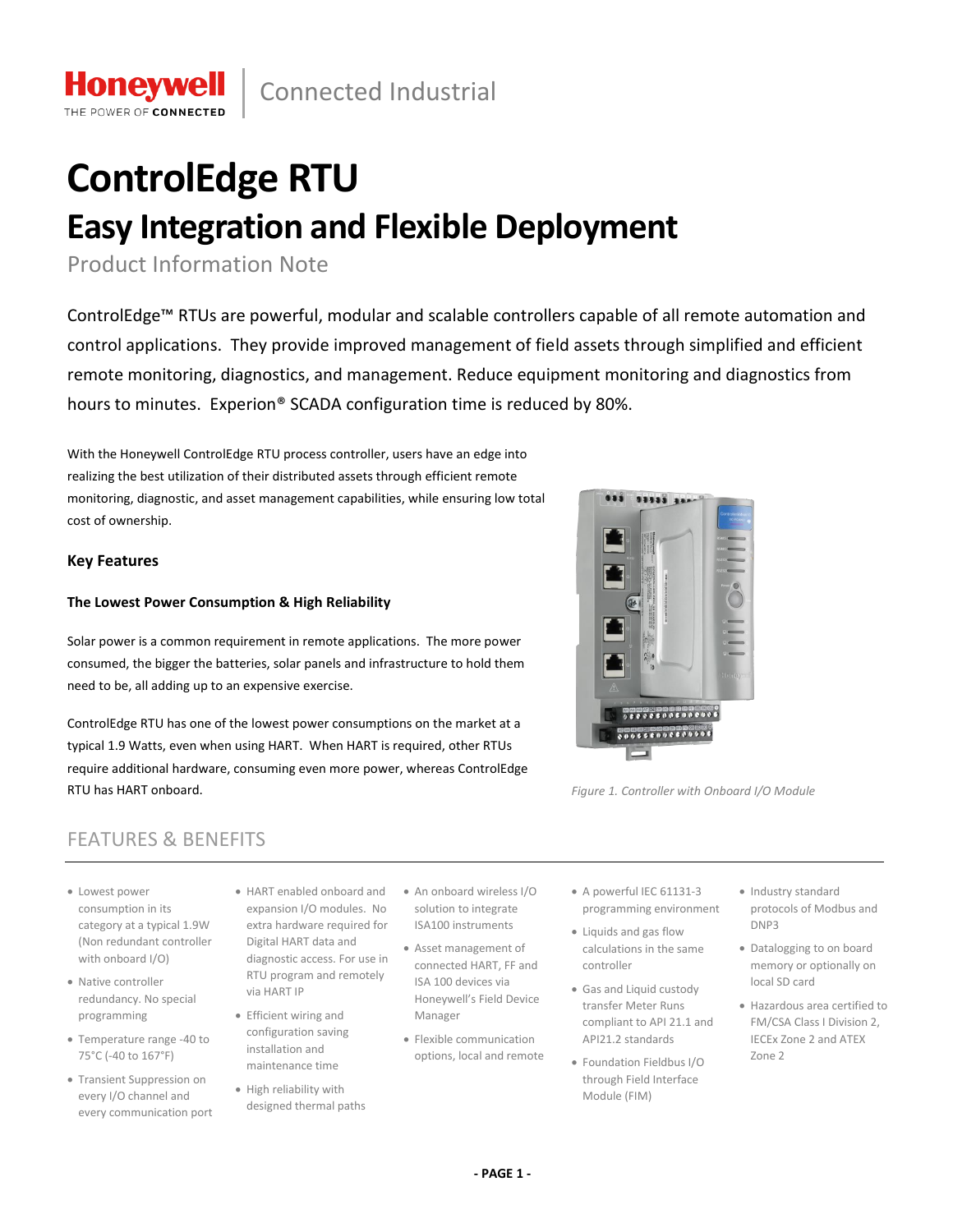Honeywell
THE POWER OF CONNECTED

Connected Industrial

# ControlEdge RTU

## Easy Integration and Flexible Deployment

Product Information Note

ControlEdge™ RTUs are powerful, modular and scalable controllers capable of all remote automation and control applications. They provide improved management of field assets through simplified and efficient remote monitoring, diagnostics, and management. Reduce equipment monitoring and diagnostics from hours to minutes. Experion® SCADA configuration time is reduced by 80%.

With the Honeywell ControlEdge RTU process controller, users have an edge into realizing the best utilization of their distributed assets through efficient remote monitoring, diagnostic, and asset management capabilities, while ensuring low total cost of ownership.

### Key Features

#### The Lowest Power Consumption & High Reliability

Solar power is a common requirement in remote applications. The more power consumed, the bigger the batteries, solar panels and infrastructure to hold them need to be, all adding up to an expensive exercise.

ControlEdge RTU has one of the lowest power consumptions on the market at a typical 1.9 Watts, even when using HART. When HART is required, other RTUs require additional hardware, consuming even more power, whereas ControlEdge RTU has HART onboard.

*Figure 1. Controller with Onboard I/O Module*

## FEATURES & BENEFITS

- Lowest power consumption in its category at a typical 1.9W (Non redundant controller with onboard I/O)
- Native controller redundancy. No special programming
- Temperature range -40 to 75°C (-40 to 167°F)
- Transient Suppression on every I/O channel and every communication port
- HART enabled onboard and expansion I/O modules. No extra hardware required for Digital HART data and diagnostic access. For use in RTU program and remotely via HART IP
- Efficient wiring and configuration saving installation and maintenance time
- High reliability with designed thermal paths
- An onboard wireless I/O solution to integrate ISA100 instruments
- Asset management of connected HART, FF and ISA 100 devices via Honeywell's Field Device Manager
- Flexible communication options, local and remote
- A powerful IEC 61131-3 programming environment
- Liquids and gas flow calculations in the same controller
- Gas and Liquid custody transfer Meter Runs compliant to API 21.1 and API21.2 standards
- Foundation Fieldbus I/O through Field Interface Module (FIM)
- Industry standard protocols of Modbus and DNP3
- Datalogging to on board memory or optionally on local SD card
- Hazardous area certified to FM/CSA Class I Division 2, IECEx Zone 2 and ATEX Zone 2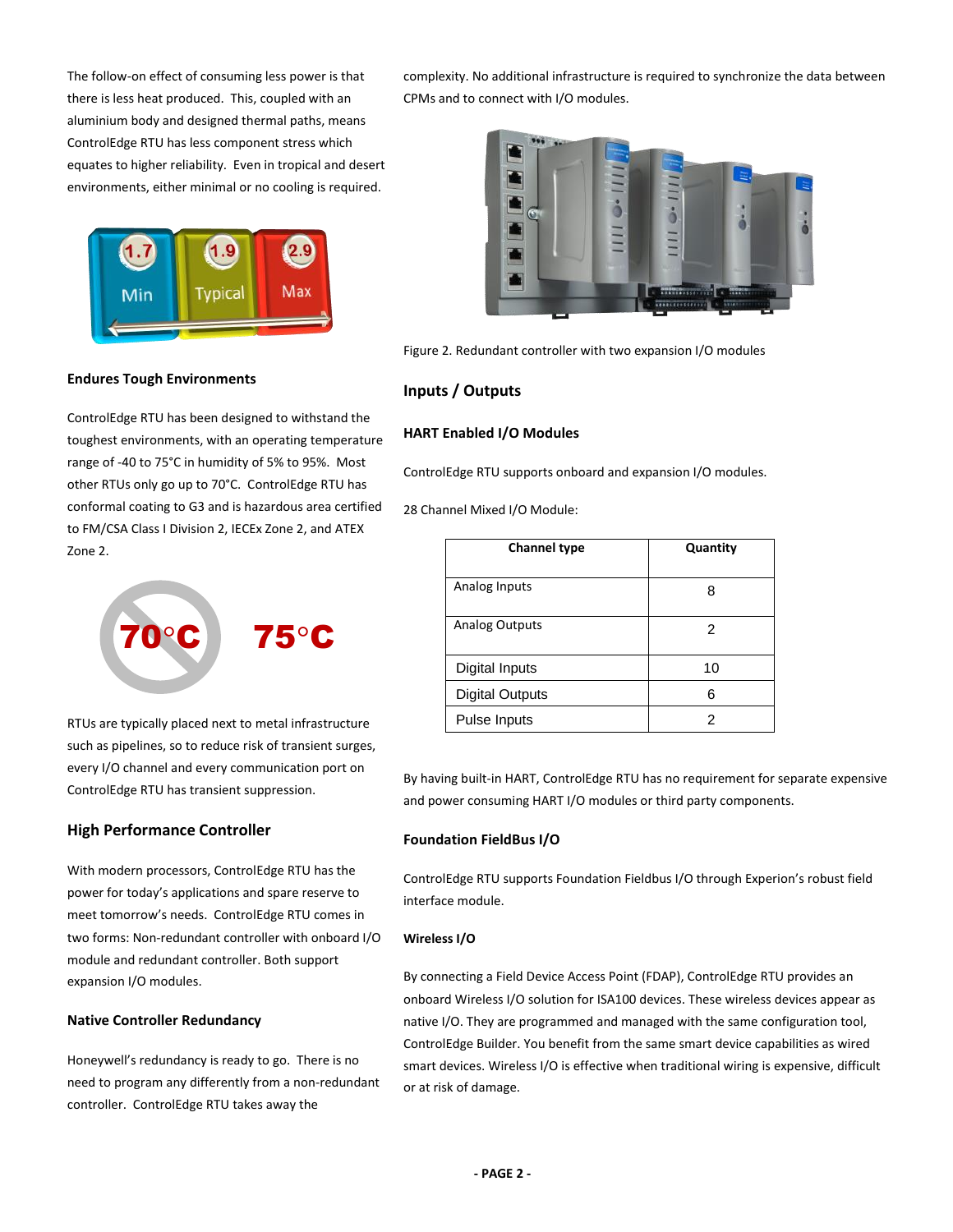The follow-on effect of consuming less power is that there is less heat produced. This, coupled with an aluminium body and designed thermal paths, means ControlEdge RTU has less component stress which equates to higher reliability. Even in tropical and desert environments, either minimal or no cooling is required.

### Endures Tough Environments

ControlEdge RTU has been designed to withstand the toughest environments, with an operating temperature range of -40 to 75°C in humidity of 5% to 95%. Most other RTUs only go up to 70°C. ControlEdge RTU has conformal coating to G3 and is hazardous area certified to FM/CSA Class I Division 2, IECEx Zone 2, and ATEX Zone 2.

RTUs are typically placed next to metal infrastructure such as pipelines, so to reduce risk of transient surges, every I/O channel and every communication port on ControlEdge RTU has transient suppression.

## High Performance Controller

With modern processors, ControlEdge RTU has the power for today's applications and spare reserve to meet tomorrow's needs. ControlEdge RTU comes in two forms: Non-redundant controller with onboard I/O module and redundant controller. Both support expansion I/O modules.

### Native Controller Redundancy

Honeywell's redundancy is ready to go. There is no need to program any differently from a non-redundant controller. ControlEdge RTU takes away the complexity. No additional infrastructure is required to synchronize the data between CPMs and to connect with I/O modules.

Figure 2. Redundant controller with two expansion I/O modules

## Inputs / Outputs

### HART Enabled I/O Modules

ControlEdge RTU supports onboard and expansion I/O modules.

28 Channel Mixed I/O Module:

| Channel type | Quantity |
|---|---|
| Analog Inputs | 8 |
| Analog Outputs | 2 |
| Digital Inputs | 10 |
| Digital Outputs | 6 |
| Pulse Inputs | 2 |

By having built-in HART, ControlEdge RTU has no requirement for separate expensive and power consuming HART I/O modules or third party components.

### Foundation FieldBus I/O

ControlEdge RTU supports Foundation Fieldbus I/O through Experion's robust field interface module.

### Wireless I/O

By connecting a Field Device Access Point (FDAP), ControlEdge RTU provides an onboard Wireless I/O solution for ISA100 devices. These wireless devices appear as native I/O. They are programmed and managed with the same configuration tool, ControlEdge Builder. You benefit from the same smart device capabilities as wired smart devices. Wireless I/O is effective when traditional wiring is expensive, difficult or at risk of damage.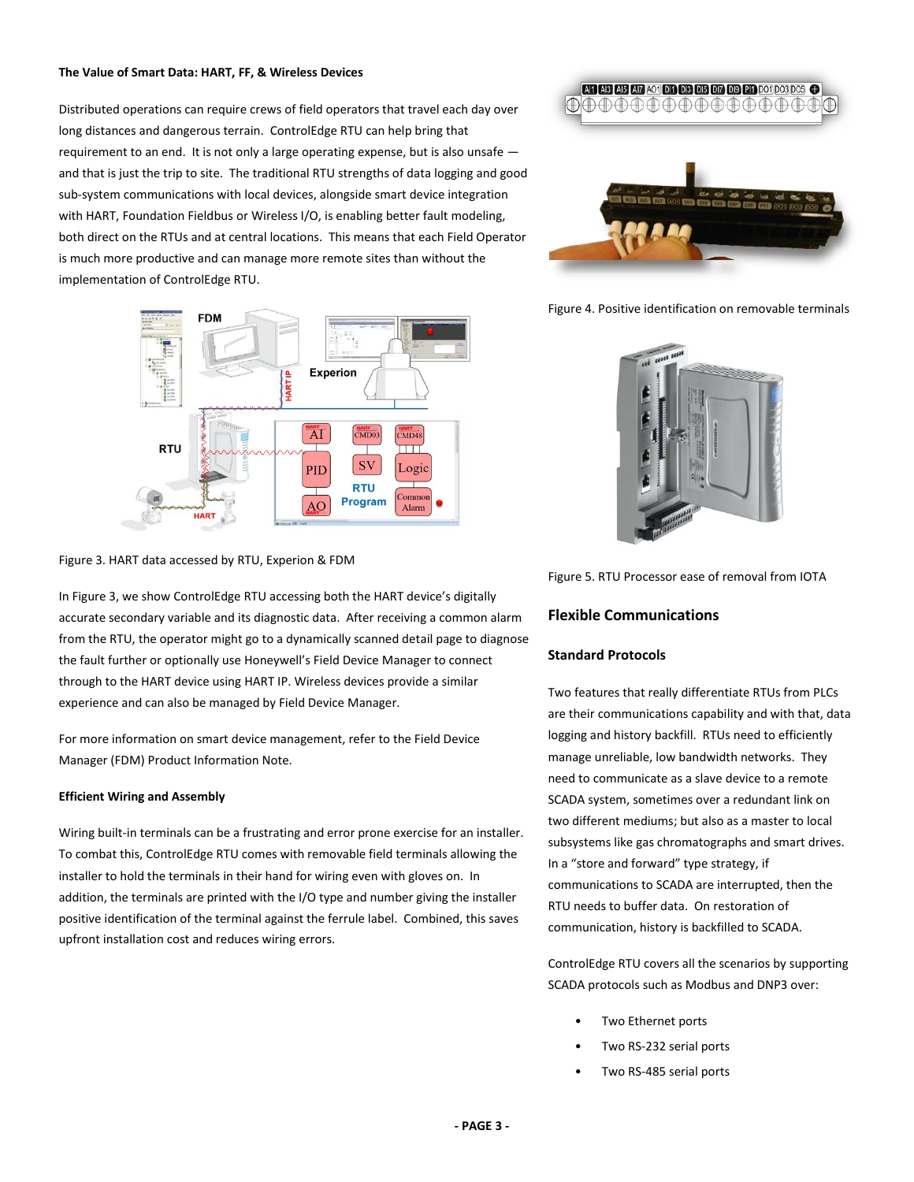**The Value of Smart Data: HART, FF, & Wireless Devices**

Distributed operations can require crews of field operators that travel each day over long distances and dangerous terrain. ControlEdge RTU can help bring that requirement to an end. It is not only a large operating expense, but is also unsafe — and that is just the trip to site. The traditional RTU strengths of data logging and good sub-system communications with local devices, alongside smart device integration with HART, Foundation Fieldbus or Wireless I/O, is enabling better fault modeling, both direct on the RTUs and at central locations. This means that each Field Operator is much more productive and can manage more remote sites than without the implementation of ControlEdge RTU.

Figure 3. HART data accessed by RTU, Experion & FDM

In Figure 3, we show ControlEdge RTU accessing both the HART device's digitally accurate secondary variable and its diagnostic data. After receiving a common alarm from the RTU, the operator might go to a dynamically scanned detail page to diagnose the fault further or optionally use Honeywell's Field Device Manager to connect through to the HART device using HART IP. Wireless devices provide a similar experience and can also be managed by Field Device Manager.

For more information on smart device management, refer to the Field Device Manager (FDM) Product Information Note.

**Efficient Wiring and Assembly**

Wiring built-in terminals can be a frustrating and error prone exercise for an installer. To combat this, ControlEdge RTU comes with removable field terminals allowing the installer to hold the terminals in their hand for wiring even with gloves on. In addition, the terminals are printed with the I/O type and number giving the installer positive identification of the terminal against the ferrule label. Combined, this saves upfront installation cost and reduces wiring errors.

Figure 4. Positive identification on removable terminals

Figure 5. RTU Processor ease of removal from IOTA

## Flexible Communications

### Standard Protocols

Two features that really differentiate RTUs from PLCs are their communications capability and with that, data logging and history backfill. RTUs need to efficiently manage unreliable, low bandwidth networks. They need to communicate as a slave device to a remote SCADA system, sometimes over a redundant link on two different mediums; but also as a master to local subsystems like gas chromatographs and smart drives. In a "store and forward" type strategy, if communications to SCADA are interrupted, then the RTU needs to buffer data. On restoration of communication, history is backfilled to SCADA.

ControlEdge RTU covers all the scenarios by supporting SCADA protocols such as Modbus and DNP3 over:

- Two Ethernet ports
- Two RS-232 serial ports
- Two RS-485 serial ports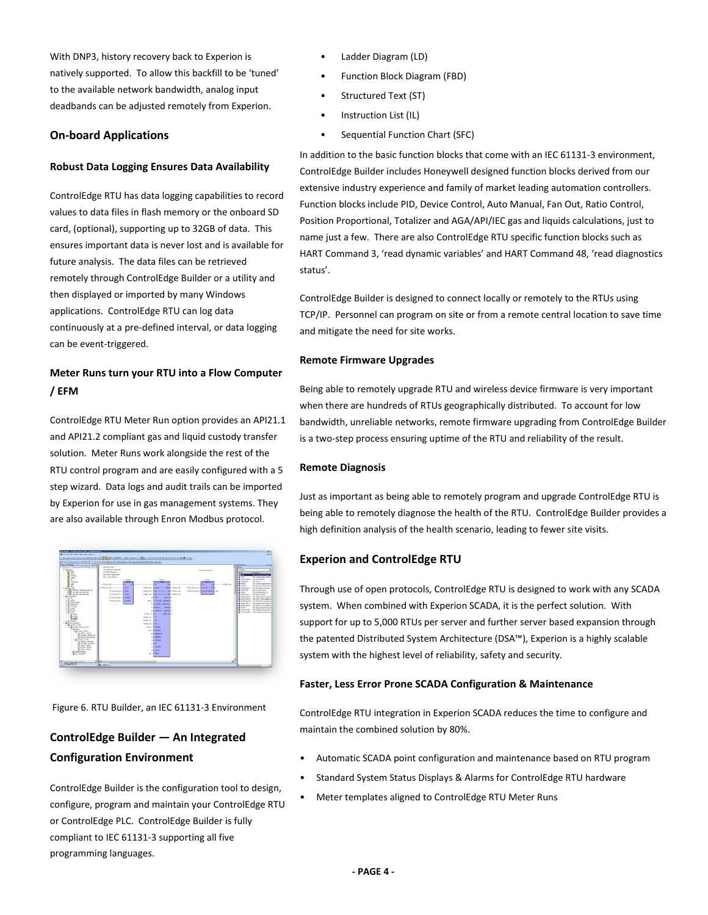With DNP3, history recovery back to Experion is natively supported. To allow this backfill to be 'tuned' to the available network bandwidth, analog input deadbands can be adjusted remotely from Experion.

## On-board Applications

### Robust Data Logging Ensures Data Availability

ControlEdge RTU has data logging capabilities to record values to data files in flash memory or the onboard SD card, (optional), supporting up to 32GB of data. This ensures important data is never lost and is available for future analysis. The data files can be retrieved remotely through ControlEdge Builder or a utility and then displayed or imported by many Windows applications. ControlEdge RTU can log data continuously at a pre-defined interval, or data logging can be event-triggered.

### Meter Runs turn your RTU into a Flow Computer / EFM

ControlEdge RTU Meter Run option provides an API21.1 and API21.2 compliant gas and liquid custody transfer solution. Meter Runs work alongside the rest of the RTU control program and are easily configured with a 5 step wizard. Data logs and audit trails can be imported by Experion for use in gas management systems. They are also available through Enron Modbus protocol.

Figure 6. RTU Builder, an IEC 61131-3 Environment

## ControlEdge Builder — An Integrated Configuration Environment

ControlEdge Builder is the configuration tool to design, configure, program and maintain your ControlEdge RTU or ControlEdge PLC. ControlEdge Builder is fully compliant to IEC 61131-3 supporting all five programming languages.

- Ladder Diagram (LD)
- Function Block Diagram (FBD)
- Structured Text (ST)
- Instruction List (IL)
- Sequential Function Chart (SFC)

In addition to the basic function blocks that come with an IEC 61131-3 environment, ControlEdge Builder includes Honeywell designed function blocks derived from our extensive industry experience and family of market leading automation controllers. Function blocks include PID, Device Control, Auto Manual, Fan Out, Ratio Control, Position Proportional, Totalizer and AGA/API/IEC gas and liquids calculations, just to name just a few. There are also ControlEdge RTU specific function blocks such as HART Command 3, 'read dynamic variables' and HART Command 48, 'read diagnostics status'.

ControlEdge Builder is designed to connect locally or remotely to the RTUs using TCP/IP. Personnel can program on site or from a remote central location to save time and mitigate the need for site works.

### Remote Firmware Upgrades

Being able to remotely upgrade RTU and wireless device firmware is very important when there are hundreds of RTUs geographically distributed. To account for low bandwidth, unreliable networks, remote firmware upgrading from ControlEdge Builder is a two-step process ensuring uptime of the RTU and reliability of the result.

### Remote Diagnosis

Just as important as being able to remotely program and upgrade ControlEdge RTU is being able to remotely diagnose the health of the RTU. ControlEdge Builder provides a high definition analysis of the health scenario, leading to fewer site visits.

## Experion and ControlEdge RTU

Through use of open protocols, ControlEdge RTU is designed to work with any SCADA system. When combined with Experion SCADA, it is the perfect solution. With support for up to 5,000 RTUs per server and further server based expansion through the patented Distributed System Architecture (DSA™), Experion is a highly scalable system with the highest level of reliability, safety and security.

### Faster, Less Error Prone SCADA Configuration & Maintenance

ControlEdge RTU integration in Experion SCADA reduces the time to configure and maintain the combined solution by 80%.

- Automatic SCADA point configuration and maintenance based on RTU program
- Standard System Status Displays & Alarms for ControlEdge RTU hardware
- Meter templates aligned to ControlEdge RTU Meter Runs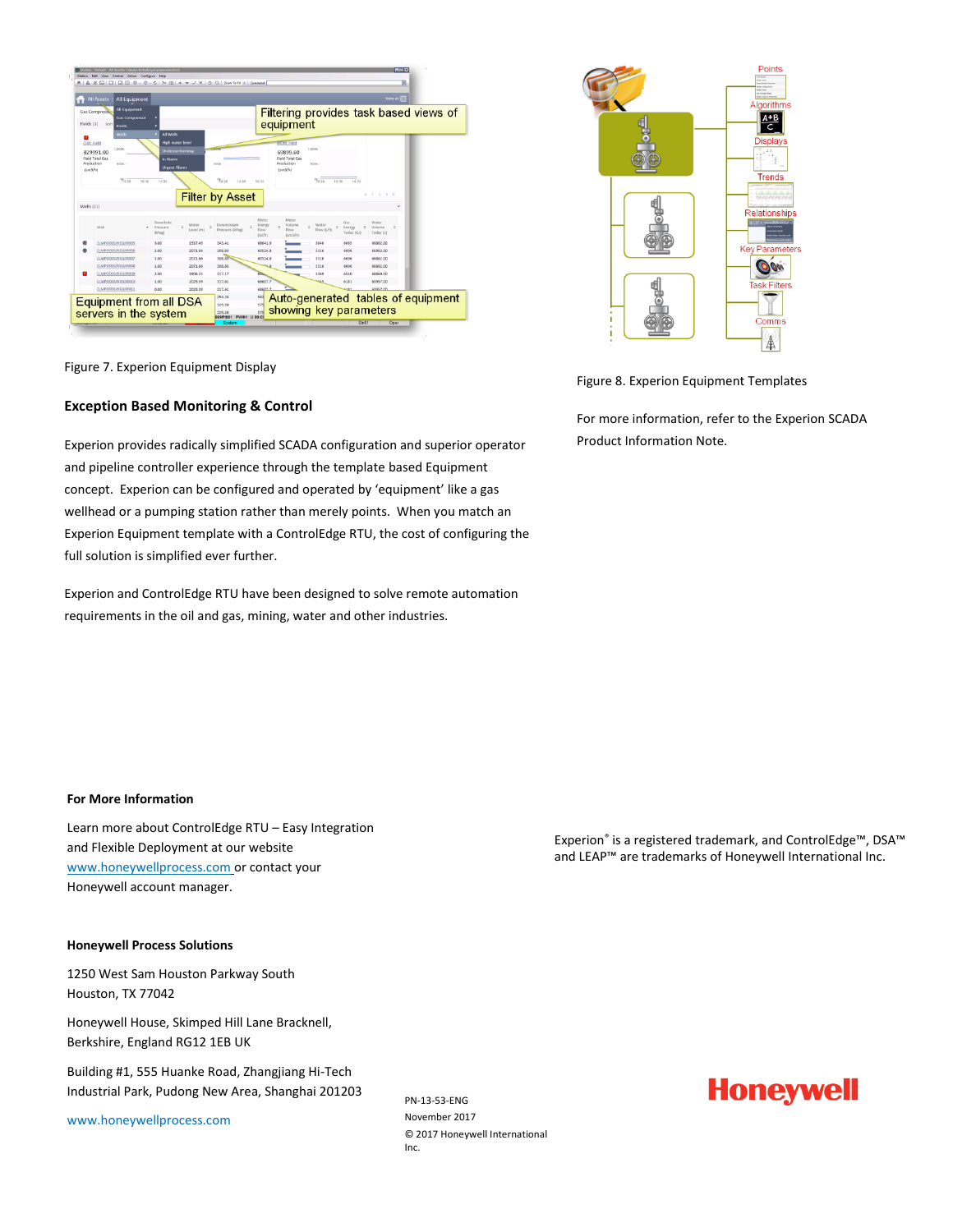Figure 7. Experion Equipment Display

### Exception Based Monitoring & Control

Experion provides radically simplified SCADA configuration and superior operator and pipeline controller experience through the template based Equipment concept. Experion can be configured and operated by 'equipment' like a gas wellhead or a pumping station rather than merely points. When you match an Experion Equipment template with a ControlEdge RTU, the cost of configuring the full solution is simplified ever further.

Experion and ControlEdge RTU have been designed to solve remote automation requirements in the oil and gas, mining, water and other industries.

Figure 8. Experion Equipment Templates

For more information, refer to the Experion SCADA Product Information Note.

### For More Information

Learn more about ControlEdge RTU – Easy Integration and Flexible Deployment at our website www.honeywellprocess.com or contact your Honeywell account manager.

Experion® is a registered trademark, and ControlEdge™, DSA™ and LEAP™ are trademarks of Honeywell International Inc.

### Honeywell Process Solutions

1250 West Sam Houston Parkway South
Houston, TX 77042

Honeywell House, Skimped Hill Lane Bracknell,
Berkshire, England RG12 1EB UK

Building #1, 555 Huanke Road, Zhangjiang Hi-Tech
Industrial Park, Pudong New Area, Shanghai 201203

www.honeywellprocess.com

PN-13-53-ENG
November 2017
© 2017 Honeywell International Inc.

Honeywell